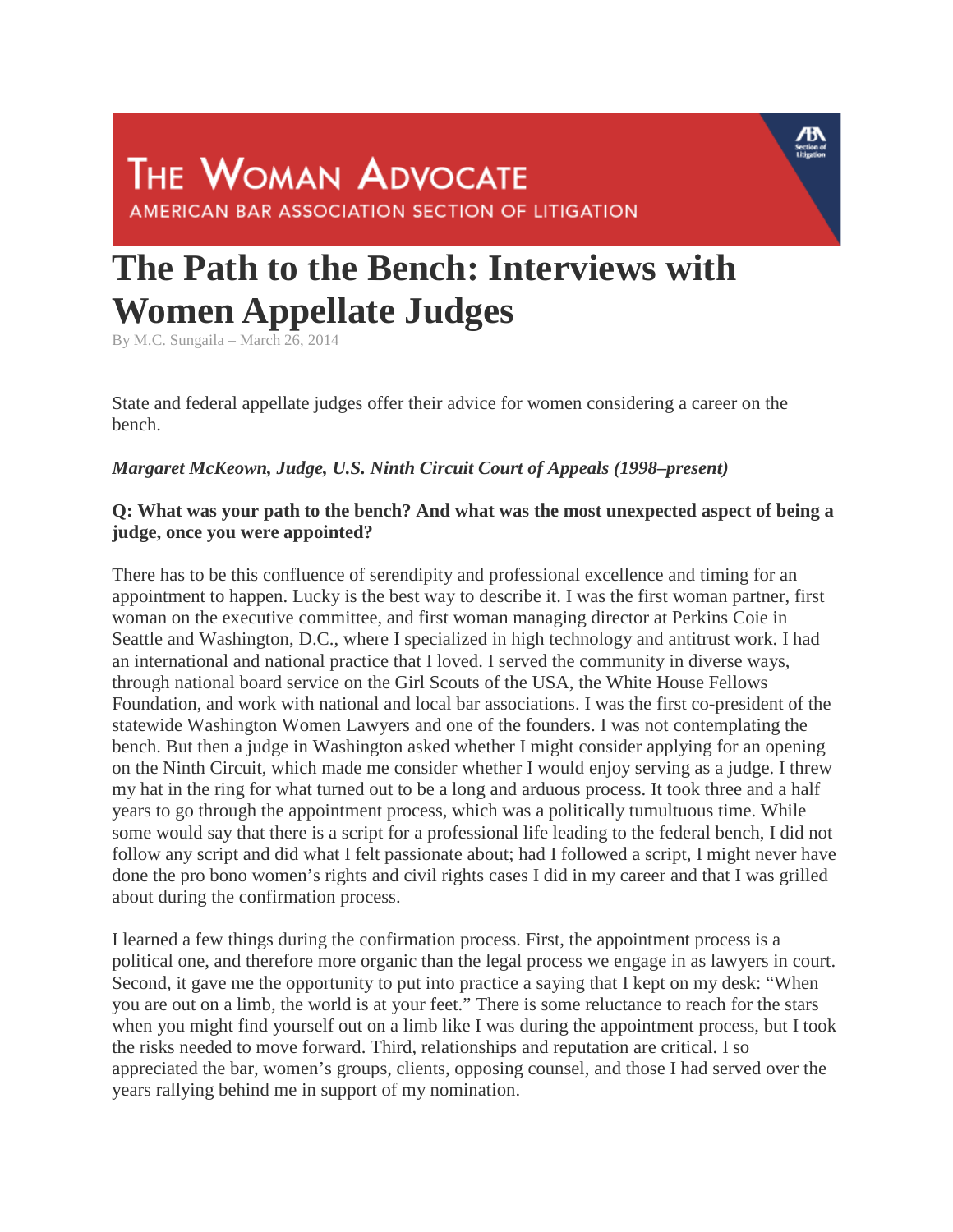THE WOMAN ADVOCATE
AMERICAN BAR ASSOCIATION SECTION OF LITIGATION

# The Path to the Bench: Interviews with Women Appellate Judges

By M.C. Sungaila – March 26, 2014

State and federal appellate judges offer their advice for women considering a career on the bench.

***Margaret McKeown, Judge, U.S. Ninth Circuit Court of Appeals (1998–present)***

**Q: What was your path to the bench? And what was the most unexpected aspect of being a judge, once you were appointed?**

There has to be this confluence of serendipity and professional excellence and timing for an appointment to happen. Lucky is the best way to describe it. I was the first woman partner, first woman on the executive committee, and first woman managing director at Perkins Coie in Seattle and Washington, D.C., where I specialized in high technology and antitrust work. I had an international and national practice that I loved. I served the community in diverse ways, through national board service on the Girl Scouts of the USA, the White House Fellows Foundation, and work with national and local bar associations. I was the first co-president of the statewide Washington Women Lawyers and one of the founders. I was not contemplating the bench. But then a judge in Washington asked whether I might consider applying for an opening on the Ninth Circuit, which made me consider whether I would enjoy serving as a judge. I threw my hat in the ring for what turned out to be a long and arduous process. It took three and a half years to go through the appointment process, which was a politically tumultuous time. While some would say that there is a script for a professional life leading to the federal bench, I did not follow any script and did what I felt passionate about; had I followed a script, I might never have done the pro bono women's rights and civil rights cases I did in my career and that I was grilled about during the confirmation process.

I learned a few things during the confirmation process. First, the appointment process is a political one, and therefore more organic than the legal process we engage in as lawyers in court. Second, it gave me the opportunity to put into practice a saying that I kept on my desk: "When you are out on a limb, the world is at your feet." There is some reluctance to reach for the stars when you might find yourself out on a limb like I was during the appointment process, but I took the risks needed to move forward. Third, relationships and reputation are critical. I so appreciated the bar, women's groups, clients, opposing counsel, and those I had served over the years rallying behind me in support of my nomination.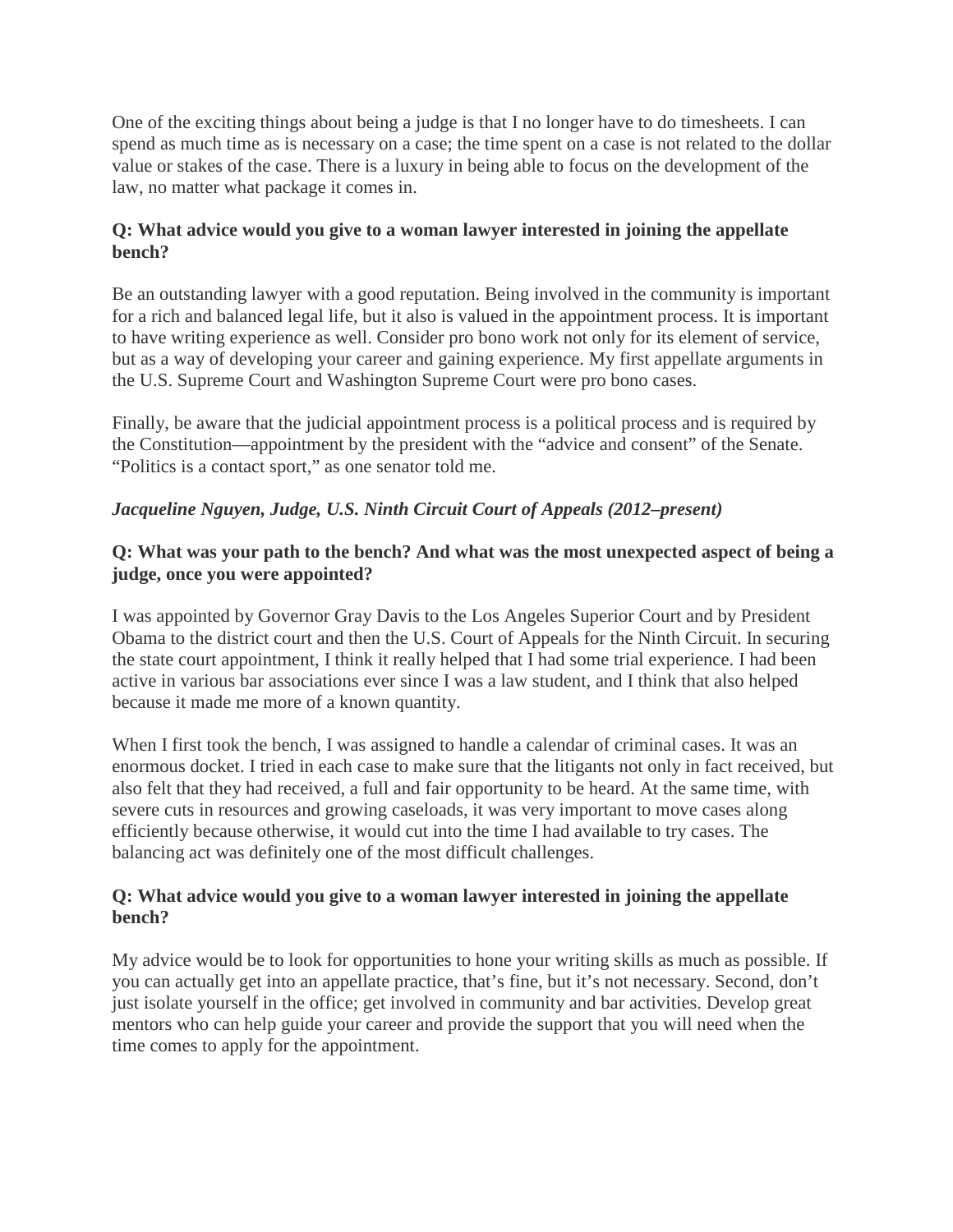One of the exciting things about being a judge is that I no longer have to do timesheets. I can spend as much time as is necessary on a case; the time spent on a case is not related to the dollar value or stakes of the case. There is a luxury in being able to focus on the development of the law, no matter what package it comes in.

**Q: What advice would you give to a woman lawyer interested in joining the appellate bench?**

Be an outstanding lawyer with a good reputation. Being involved in the community is important for a rich and balanced legal life, but it also is valued in the appointment process. It is important to have writing experience as well. Consider pro bono work not only for its element of service, but as a way of developing your career and gaining experience. My first appellate arguments in the U.S. Supreme Court and Washington Supreme Court were pro bono cases.

Finally, be aware that the judicial appointment process is a political process and is required by the Constitution—appointment by the president with the "advice and consent" of the Senate. "Politics is a contact sport," as one senator told me.

***Jacqueline Nguyen, Judge, U.S. Ninth Circuit Court of Appeals (2012–present)***

**Q: What was your path to the bench? And what was the most unexpected aspect of being a judge, once you were appointed?**

I was appointed by Governor Gray Davis to the Los Angeles Superior Court and by President Obama to the district court and then the U.S. Court of Appeals for the Ninth Circuit. In securing the state court appointment, I think it really helped that I had some trial experience. I had been active in various bar associations ever since I was a law student, and I think that also helped because it made me more of a known quantity.

When I first took the bench, I was assigned to handle a calendar of criminal cases. It was an enormous docket. I tried in each case to make sure that the litigants not only in fact received, but also felt that they had received, a full and fair opportunity to be heard. At the same time, with severe cuts in resources and growing caseloads, it was very important to move cases along efficiently because otherwise, it would cut into the time I had available to try cases. The balancing act was definitely one of the most difficult challenges.

**Q: What advice would you give to a woman lawyer interested in joining the appellate bench?**

My advice would be to look for opportunities to hone your writing skills as much as possible. If you can actually get into an appellate practice, that's fine, but it's not necessary. Second, don't just isolate yourself in the office; get involved in community and bar activities. Develop great mentors who can help guide your career and provide the support that you will need when the time comes to apply for the appointment.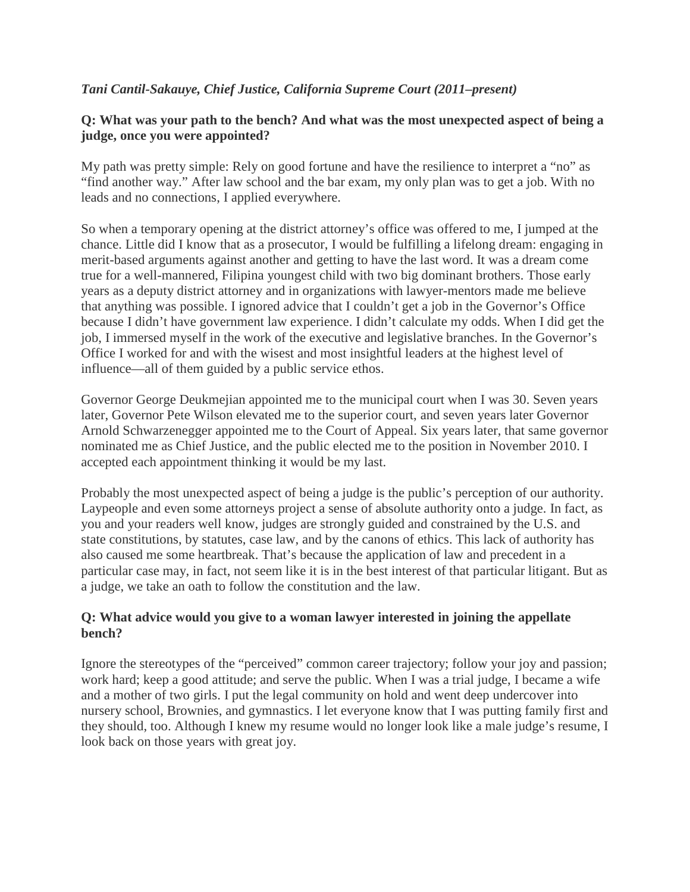***Tani Cantil-Sakauye, Chief Justice, California Supreme Court (2011–present)***

**Q: What was your path to the bench? And what was the most unexpected aspect of being a judge, once you were appointed?**

My path was pretty simple: Rely on good fortune and have the resilience to interpret a "no" as "find another way." After law school and the bar exam, my only plan was to get a job. With no leads and no connections, I applied everywhere.

So when a temporary opening at the district attorney's office was offered to me, I jumped at the chance. Little did I know that as a prosecutor, I would be fulfilling a lifelong dream: engaging in merit-based arguments against another and getting to have the last word. It was a dream come true for a well-mannered, Filipina youngest child with two big dominant brothers. Those early years as a deputy district attorney and in organizations with lawyer-mentors made me believe that anything was possible. I ignored advice that I couldn't get a job in the Governor's Office because I didn't have government law experience. I didn't calculate my odds. When I did get the job, I immersed myself in the work of the executive and legislative branches. In the Governor's Office I worked for and with the wisest and most insightful leaders at the highest level of influence—all of them guided by a public service ethos.

Governor George Deukmejian appointed me to the municipal court when I was 30. Seven years later, Governor Pete Wilson elevated me to the superior court, and seven years later Governor Arnold Schwarzenegger appointed me to the Court of Appeal. Six years later, that same governor nominated me as Chief Justice, and the public elected me to the position in November 2010. I accepted each appointment thinking it would be my last.

Probably the most unexpected aspect of being a judge is the public's perception of our authority. Laypeople and even some attorneys project a sense of absolute authority onto a judge. In fact, as you and your readers well know, judges are strongly guided and constrained by the U.S. and state constitutions, by statutes, case law, and by the canons of ethics. This lack of authority has also caused me some heartbreak. That's because the application of law and precedent in a particular case may, in fact, not seem like it is in the best interest of that particular litigant. But as a judge, we take an oath to follow the constitution and the law.

**Q: What advice would you give to a woman lawyer interested in joining the appellate bench?**

Ignore the stereotypes of the "perceived" common career trajectory; follow your joy and passion; work hard; keep a good attitude; and serve the public. When I was a trial judge, I became a wife and a mother of two girls. I put the legal community on hold and went deep undercover into nursery school, Brownies, and gymnastics. I let everyone know that I was putting family first and they should, too. Although I knew my resume would no longer look like a male judge's resume, I look back on those years with great joy.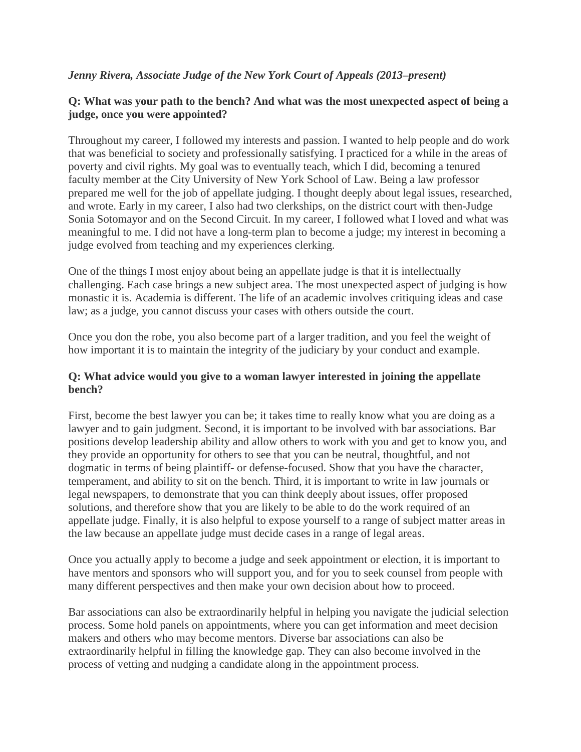***Jenny Rivera, Associate Judge of the New York Court of Appeals (2013–present)***

**Q: What was your path to the bench? And what was the most unexpected aspect of being a judge, once you were appointed?**

Throughout my career, I followed my interests and passion. I wanted to help people and do work that was beneficial to society and professionally satisfying. I practiced for a while in the areas of poverty and civil rights. My goal was to eventually teach, which I did, becoming a tenured faculty member at the City University of New York School of Law. Being a law professor prepared me well for the job of appellate judging. I thought deeply about legal issues, researched, and wrote. Early in my career, I also had two clerkships, on the district court with then-Judge Sonia Sotomayor and on the Second Circuit. In my career, I followed what I loved and what was meaningful to me. I did not have a long-term plan to become a judge; my interest in becoming a judge evolved from teaching and my experiences clerking.

One of the things I most enjoy about being an appellate judge is that it is intellectually challenging. Each case brings a new subject area. The most unexpected aspect of judging is how monastic it is. Academia is different. The life of an academic involves critiquing ideas and case law; as a judge, you cannot discuss your cases with others outside the court.

Once you don the robe, you also become part of a larger tradition, and you feel the weight of how important it is to maintain the integrity of the judiciary by your conduct and example.

**Q: What advice would you give to a woman lawyer interested in joining the appellate bench?**

First, become the best lawyer you can be; it takes time to really know what you are doing as a lawyer and to gain judgment. Second, it is important to be involved with bar associations. Bar positions develop leadership ability and allow others to work with you and get to know you, and they provide an opportunity for others to see that you can be neutral, thoughtful, and not dogmatic in terms of being plaintiff- or defense-focused. Show that you have the character, temperament, and ability to sit on the bench. Third, it is important to write in law journals or legal newspapers, to demonstrate that you can think deeply about issues, offer proposed solutions, and therefore show that you are likely to be able to do the work required of an appellate judge. Finally, it is also helpful to expose yourself to a range of subject matter areas in the law because an appellate judge must decide cases in a range of legal areas.

Once you actually apply to become a judge and seek appointment or election, it is important to have mentors and sponsors who will support you, and for you to seek counsel from people with many different perspectives and then make your own decision about how to proceed.

Bar associations can also be extraordinarily helpful in helping you navigate the judicial selection process. Some hold panels on appointments, where you can get information and meet decision makers and others who may become mentors. Diverse bar associations can also be extraordinarily helpful in filling the knowledge gap. They can also become involved in the process of vetting and nudging a candidate along in the appointment process.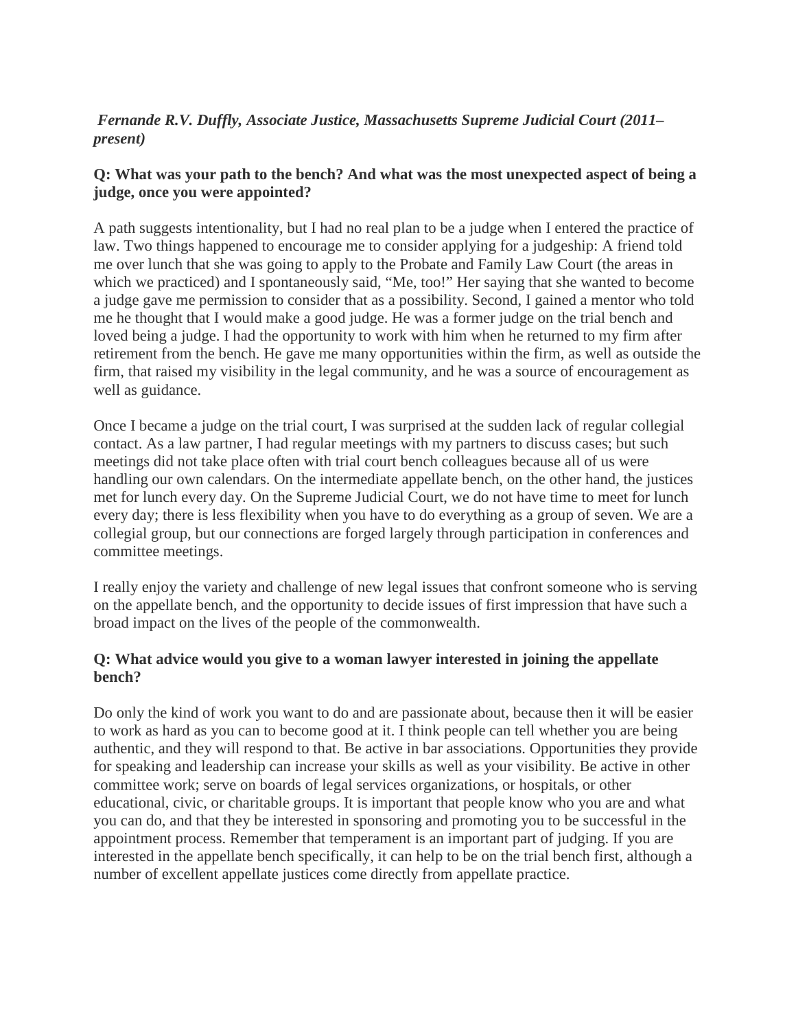*Fernande R.V. Duffly, Associate Justice, Massachusetts Supreme Judicial Court (2011–present)*

**Q: What was your path to the bench? And what was the most unexpected aspect of being a judge, once you were appointed?**

A path suggests intentionality, but I had no real plan to be a judge when I entered the practice of law. Two things happened to encourage me to consider applying for a judgeship: A friend told me over lunch that she was going to apply to the Probate and Family Law Court (the areas in which we practiced) and I spontaneously said, "Me, too!" Her saying that she wanted to become a judge gave me permission to consider that as a possibility. Second, I gained a mentor who told me he thought that I would make a good judge. He was a former judge on the trial bench and loved being a judge. I had the opportunity to work with him when he returned to my firm after retirement from the bench. He gave me many opportunities within the firm, as well as outside the firm, that raised my visibility in the legal community, and he was a source of encouragement as well as guidance.

Once I became a judge on the trial court, I was surprised at the sudden lack of regular collegial contact. As a law partner, I had regular meetings with my partners to discuss cases; but such meetings did not take place often with trial court bench colleagues because all of us were handling our own calendars. On the intermediate appellate bench, on the other hand, the justices met for lunch every day. On the Supreme Judicial Court, we do not have time to meet for lunch every day; there is less flexibility when you have to do everything as a group of seven. We are a collegial group, but our connections are forged largely through participation in conferences and committee meetings.

I really enjoy the variety and challenge of new legal issues that confront someone who is serving on the appellate bench, and the opportunity to decide issues of first impression that have such a broad impact on the lives of the people of the commonwealth.

**Q: What advice would you give to a woman lawyer interested in joining the appellate bench?**

Do only the kind of work you want to do and are passionate about, because then it will be easier to work as hard as you can to become good at it. I think people can tell whether you are being authentic, and they will respond to that. Be active in bar associations. Opportunities they provide for speaking and leadership can increase your skills as well as your visibility. Be active in other committee work; serve on boards of legal services organizations, or hospitals, or other educational, civic, or charitable groups. It is important that people know who you are and what you can do, and that they be interested in sponsoring and promoting you to be successful in the appointment process. Remember that temperament is an important part of judging. If you are interested in the appellate bench specifically, it can help to be on the trial bench first, although a number of excellent appellate justices come directly from appellate practice.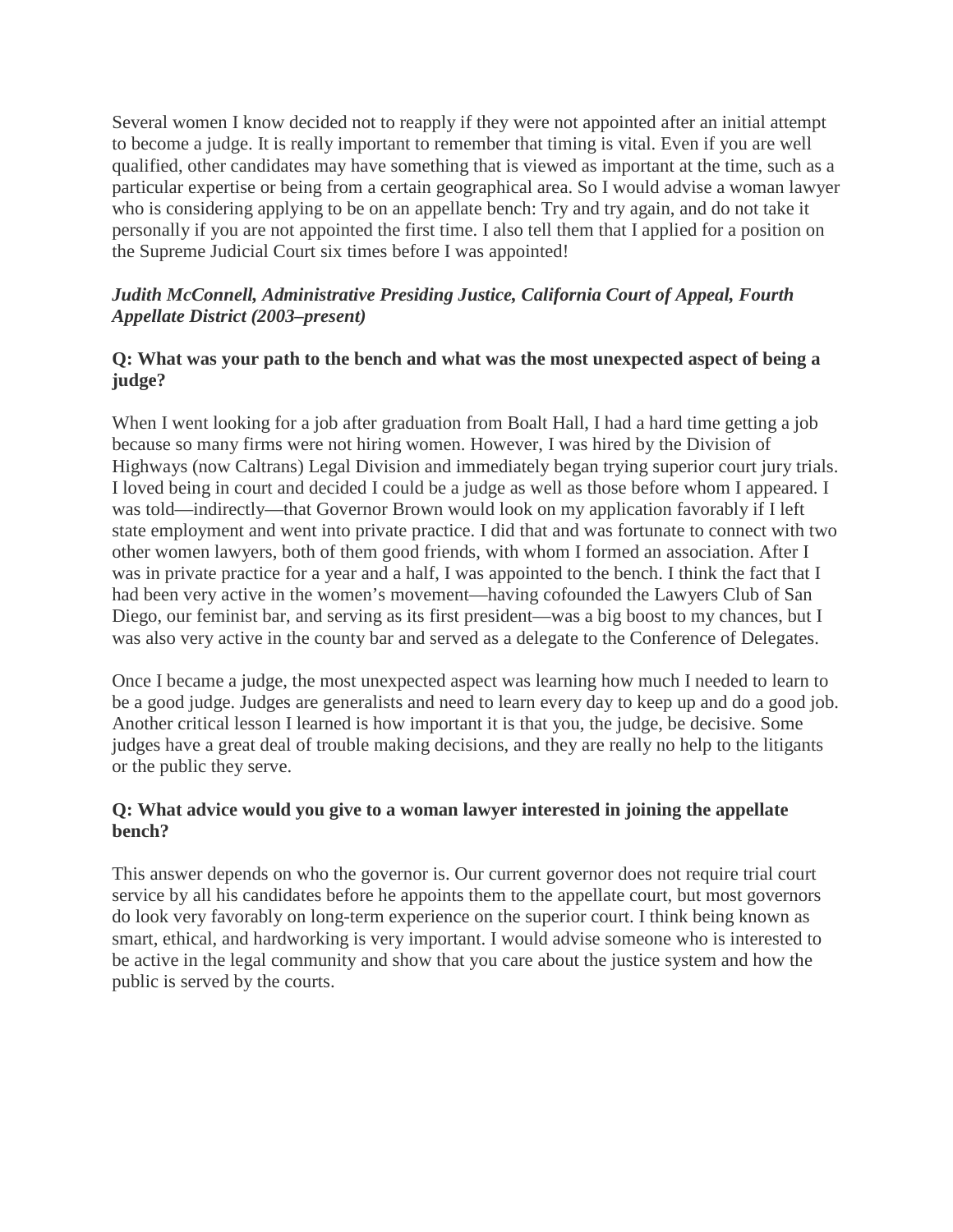Several women I know decided not to reapply if they were not appointed after an initial attempt to become a judge. It is really important to remember that timing is vital. Even if you are well qualified, other candidates may have something that is viewed as important at the time, such as a particular expertise or being from a certain geographical area. So I would advise a woman lawyer who is considering applying to be on an appellate bench: Try and try again, and do not take it personally if you are not appointed the first time. I also tell them that I applied for a position on the Supreme Judicial Court six times before I was appointed!

***Judith McConnell, Administrative Presiding Justice, California Court of Appeal, Fourth Appellate District (2003–present)***

**Q: What was your path to the bench and what was the most unexpected aspect of being a judge?**

When I went looking for a job after graduation from Boalt Hall, I had a hard time getting a job because so many firms were not hiring women. However, I was hired by the Division of Highways (now Caltrans) Legal Division and immediately began trying superior court jury trials. I loved being in court and decided I could be a judge as well as those before whom I appeared. I was told—indirectly—that Governor Brown would look on my application favorably if I left state employment and went into private practice. I did that and was fortunate to connect with two other women lawyers, both of them good friends, with whom I formed an association. After I was in private practice for a year and a half, I was appointed to the bench. I think the fact that I had been very active in the women's movement—having cofounded the Lawyers Club of San Diego, our feminist bar, and serving as its first president—was a big boost to my chances, but I was also very active in the county bar and served as a delegate to the Conference of Delegates.

Once I became a judge, the most unexpected aspect was learning how much I needed to learn to be a good judge. Judges are generalists and need to learn every day to keep up and do a good job. Another critical lesson I learned is how important it is that you, the judge, be decisive. Some judges have a great deal of trouble making decisions, and they are really no help to the litigants or the public they serve.

**Q: What advice would you give to a woman lawyer interested in joining the appellate bench?**

This answer depends on who the governor is. Our current governor does not require trial court service by all his candidates before he appoints them to the appellate court, but most governors do look very favorably on long-term experience on the superior court. I think being known as smart, ethical, and hardworking is very important. I would advise someone who is interested to be active in the legal community and show that you care about the justice system and how the public is served by the courts.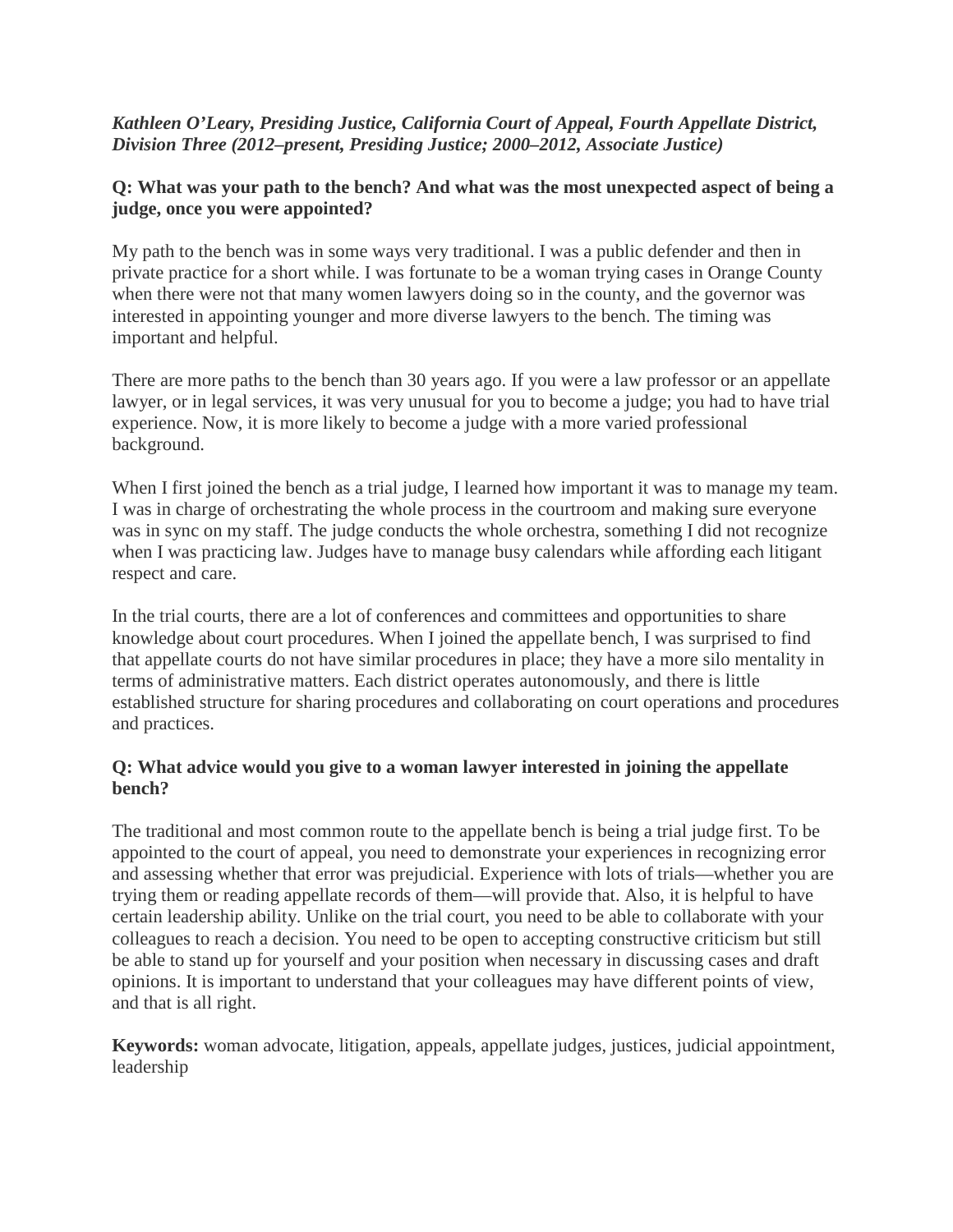***Kathleen O'Leary, Presiding Justice, California Court of Appeal, Fourth Appellate District, Division Three (2012–present, Presiding Justice; 2000–2012, Associate Justice)***

**Q: What was your path to the bench? And what was the most unexpected aspect of being a judge, once you were appointed?**

My path to the bench was in some ways very traditional. I was a public defender and then in private practice for a short while. I was fortunate to be a woman trying cases in Orange County when there were not that many women lawyers doing so in the county, and the governor was interested in appointing younger and more diverse lawyers to the bench. The timing was important and helpful.

There are more paths to the bench than 30 years ago. If you were a law professor or an appellate lawyer, or in legal services, it was very unusual for you to become a judge; you had to have trial experience. Now, it is more likely to become a judge with a more varied professional background.

When I first joined the bench as a trial judge, I learned how important it was to manage my team. I was in charge of orchestrating the whole process in the courtroom and making sure everyone was in sync on my staff. The judge conducts the whole orchestra, something I did not recognize when I was practicing law. Judges have to manage busy calendars while affording each litigant respect and care.

In the trial courts, there are a lot of conferences and committees and opportunities to share knowledge about court procedures. When I joined the appellate bench, I was surprised to find that appellate courts do not have similar procedures in place; they have a more silo mentality in terms of administrative matters. Each district operates autonomously, and there is little established structure for sharing procedures and collaborating on court operations and procedures and practices.

**Q: What advice would you give to a woman lawyer interested in joining the appellate bench?**

The traditional and most common route to the appellate bench is being a trial judge first. To be appointed to the court of appeal, you need to demonstrate your experiences in recognizing error and assessing whether that error was prejudicial. Experience with lots of trials—whether you are trying them or reading appellate records of them—will provide that. Also, it is helpful to have certain leadership ability. Unlike on the trial court, you need to be able to collaborate with your colleagues to reach a decision. You need to be open to accepting constructive criticism but still be able to stand up for yourself and your position when necessary in discussing cases and draft opinions. It is important to understand that your colleagues may have different points of view, and that is all right.

**Keywords:** woman advocate, litigation, appeals, appellate judges, justices, judicial appointment, leadership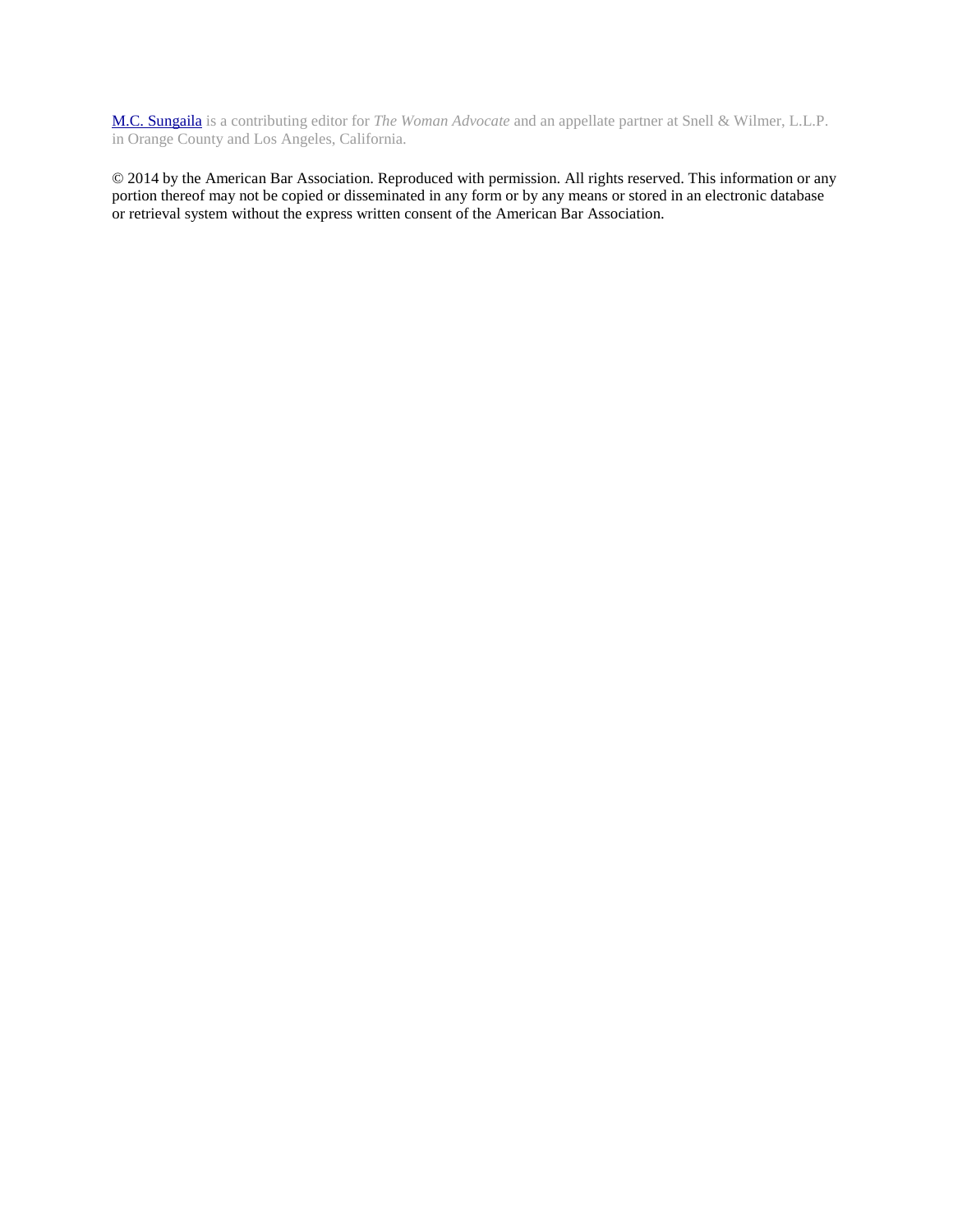[M.C. Sungaila] is a contributing editor for *The Woman Advocate* and an appellate partner at Snell & Wilmer, L.L.P. in Orange County and Los Angeles, California.

© 2014 by the American Bar Association. Reproduced with permission. All rights reserved. This information or any portion thereof may not be copied or disseminated in any form or by any means or stored in an electronic database or retrieval system without the express written consent of the American Bar Association.